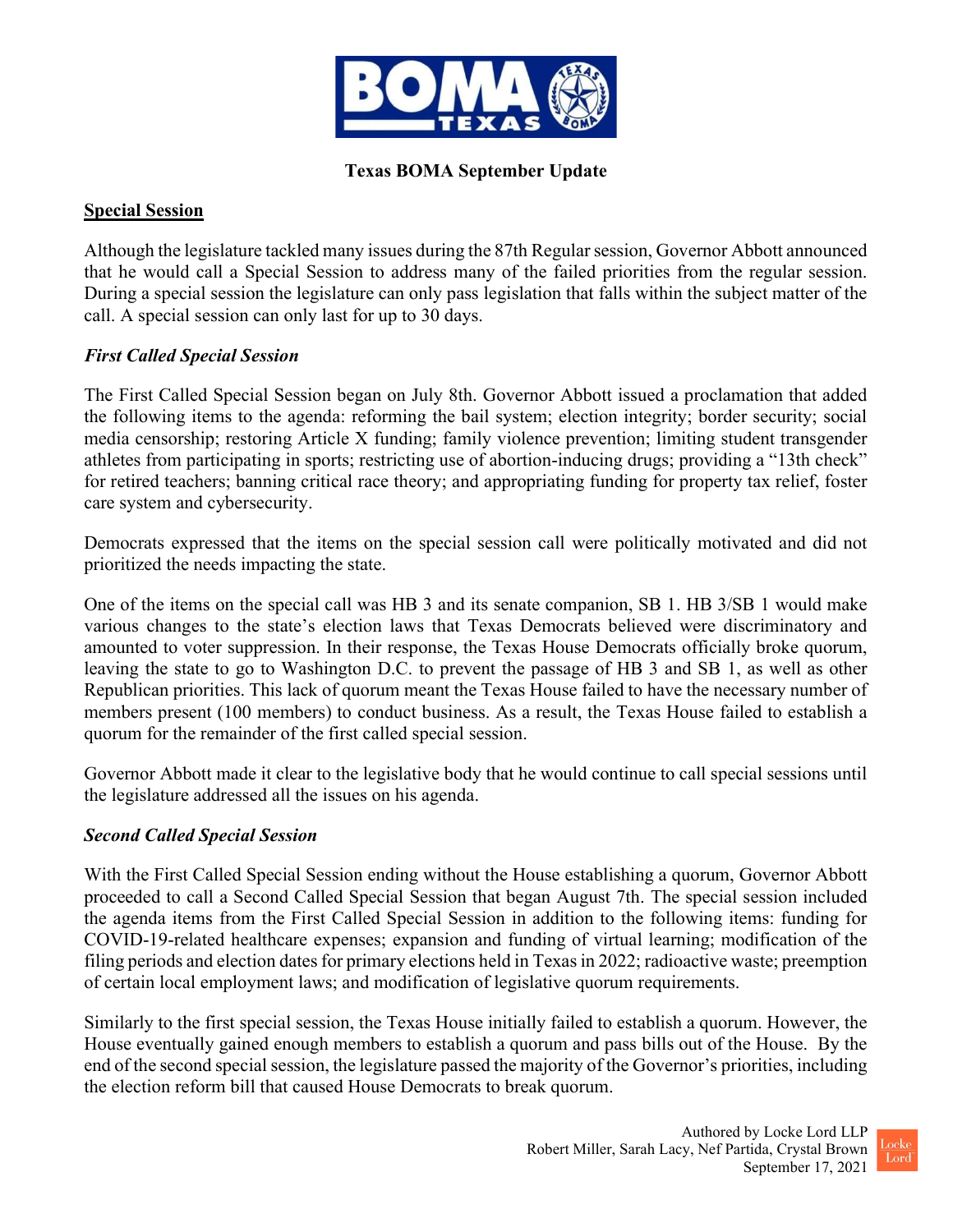# Texas BOMA September Update

## Special Session

Although the legislature tackled many issues during the 87th Regular session, Governor Abbott announced that he would call a Special Session to address many of the failed priorities from the regular session. During a special session the legislature can only pass legislation that falls within the subject matter of the call. A special session can only last for up to 30 days.

### *First Called Special Session*

The First Called Special Session began on July 8th. Governor Abbott issued a proclamation that added the following items to the agenda: reforming the bail system; election integrity; border security; social media censorship; restoring Article X funding; family violence prevention; limiting student transgender athletes from participating in sports; restricting use of abortion-inducing drugs; providing a "13th check" for retired teachers; banning critical race theory; and appropriating funding for property tax relief, foster care system and cybersecurity.

Democrats expressed that the items on the special session call were politically motivated and did not prioritized the needs impacting the state.

One of the items on the special call was HB 3 and its senate companion, SB 1. HB 3/SB 1 would make various changes to the state's election laws that Texas Democrats believed were discriminatory and amounted to voter suppression. In their response, the Texas House Democrats officially broke quorum, leaving the state to go to Washington D.C. to prevent the passage of HB 3 and SB 1, as well as other Republican priorities. This lack of quorum meant the Texas House failed to have the necessary number of members present (100 members) to conduct business. As a result, the Texas House failed to establish a quorum for the remainder of the first called special session.

Governor Abbott made it clear to the legislative body that he would continue to call special sessions until the legislature addressed all the issues on his agenda.

### *Second Called Special Session*

With the First Called Special Session ending without the House establishing a quorum, Governor Abbott proceeded to call a Second Called Special Session that began August 7th. The special session included the agenda items from the First Called Special Session in addition to the following items: funding for COVID-19-related healthcare expenses; expansion and funding of virtual learning; modification of the filing periods and election dates for primary elections held in Texas in 2022; radioactive waste; preemption of certain local employment laws; and modification of legislative quorum requirements.

Similarly to the first special session, the Texas House initially failed to establish a quorum. However, the House eventually gained enough members to establish a quorum and pass bills out of the House. By the end of the second special session, the legislature passed the majority of the Governor's priorities, including the election reform bill that caused House Democrats to break quorum.

Authored by Locke Lord LLP
Robert Miller, Sarah Lacy, Nef Partida, Crystal Brown
September 17, 2021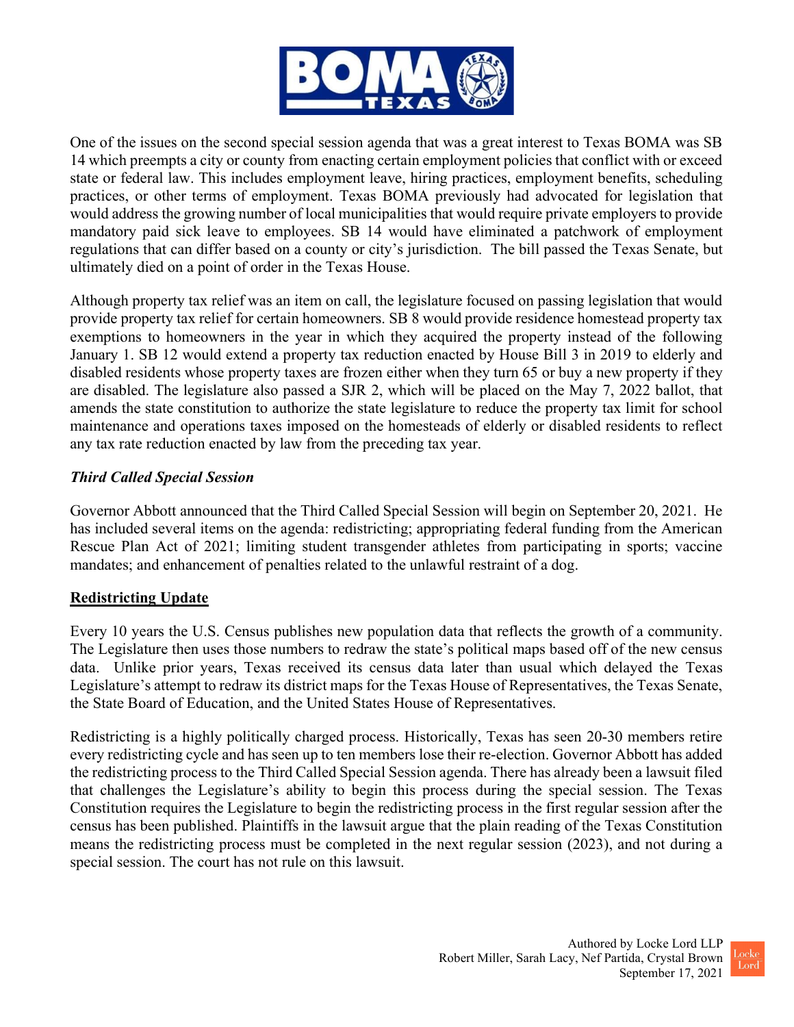One of the issues on the second special session agenda that was a great interest to Texas BOMA was SB 14 which preempts a city or county from enacting certain employment policies that conflict with or exceed state or federal law. This includes employment leave, hiring practices, employment benefits, scheduling practices, or other terms of employment. Texas BOMA previously had advocated for legislation that would address the growing number of local municipalities that would require private employers to provide mandatory paid sick leave to employees. SB 14 would have eliminated a patchwork of employment regulations that can differ based on a county or city's jurisdiction. The bill passed the Texas Senate, but ultimately died on a point of order in the Texas House.

Although property tax relief was an item on call, the legislature focused on passing legislation that would provide property tax relief for certain homeowners. SB 8 would provide residence homestead property tax exemptions to homeowners in the year in which they acquired the property instead of the following January 1. SB 12 would extend a property tax reduction enacted by House Bill 3 in 2019 to elderly and disabled residents whose property taxes are frozen either when they turn 65 or buy a new property if they are disabled. The legislature also passed a SJR 2, which will be placed on the May 7, 2022 ballot, that amends the state constitution to authorize the state legislature to reduce the property tax limit for school maintenance and operations taxes imposed on the homesteads of elderly or disabled residents to reflect any tax rate reduction enacted by law from the preceding tax year.

***Third Called Special Session***

Governor Abbott announced that the Third Called Special Session will begin on September 20, 2021. He has included several items on the agenda: redistricting; appropriating federal funding from the American Rescue Plan Act of 2021; limiting student transgender athletes from participating in sports; vaccine mandates; and enhancement of penalties related to the unlawful restraint of a dog.

## Redistricting Update

Every 10 years the U.S. Census publishes new population data that reflects the growth of a community. The Legislature then uses those numbers to redraw the state's political maps based off of the new census data. Unlike prior years, Texas received its census data later than usual which delayed the Texas Legislature's attempt to redraw its district maps for the Texas House of Representatives, the Texas Senate, the State Board of Education, and the United States House of Representatives.

Redistricting is a highly politically charged process. Historically, Texas has seen 20-30 members retire every redistricting cycle and has seen up to ten members lose their re-election. Governor Abbott has added the redistricting process to the Third Called Special Session agenda. There has already been a lawsuit filed that challenges the Legislature's ability to begin this process during the special session. The Texas Constitution requires the Legislature to begin the redistricting process in the first regular session after the census has been published. Plaintiffs in the lawsuit argue that the plain reading of the Texas Constitution means the redistricting process must be completed in the next regular session (2023), and not during a special session. The court has not rule on this lawsuit.

Authored by Locke Lord LLP
Robert Miller, Sarah Lacy, Nef Partida, Crystal Brown
September 17, 2021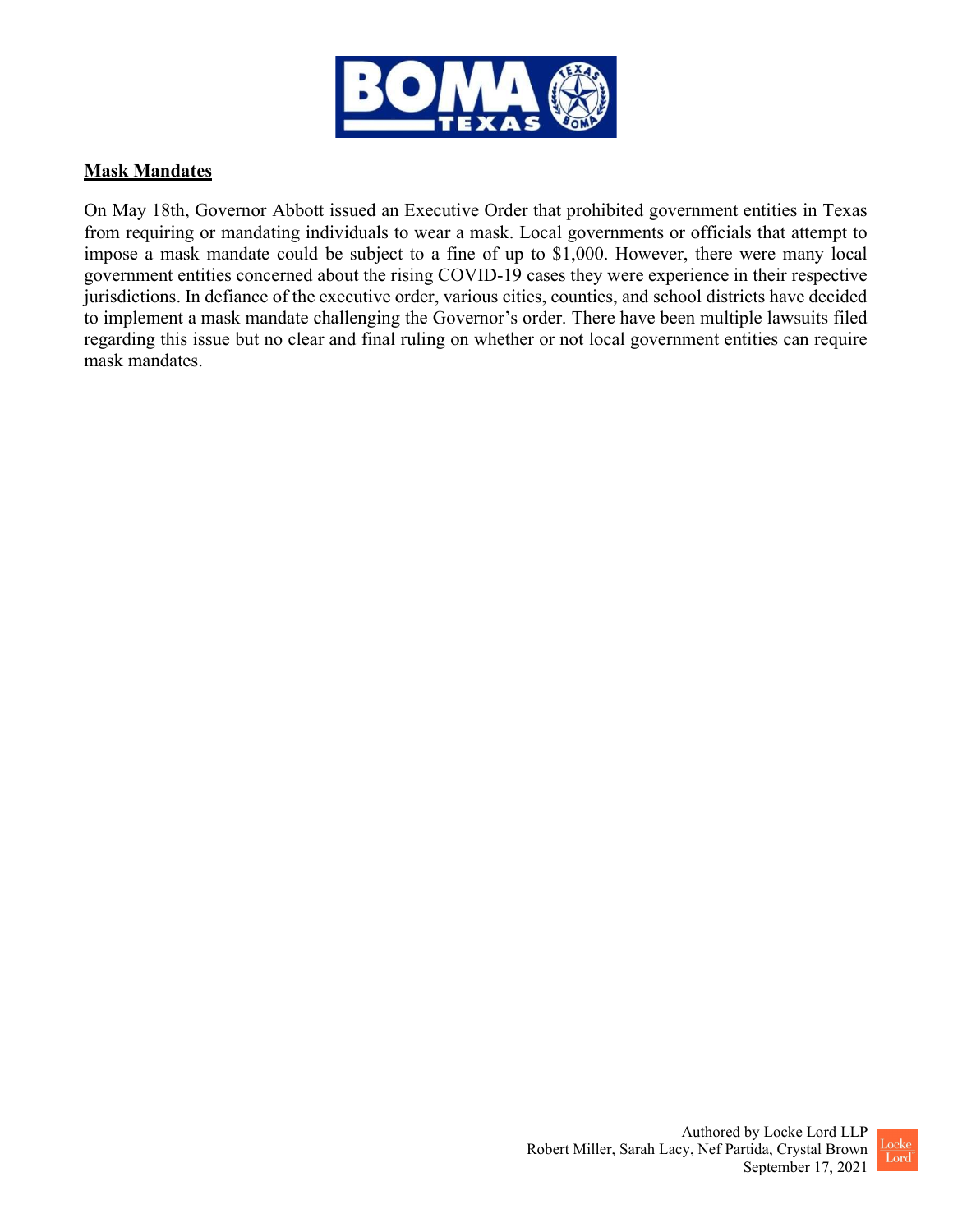**Mask Mandates**

On May 18th, Governor Abbott issued an Executive Order that prohibited government entities in Texas from requiring or mandating individuals to wear a mask. Local governments or officials that attempt to impose a mask mandate could be subject to a fine of up to $1,000. However, there were many local government entities concerned about the rising COVID-19 cases they were experience in their respective jurisdictions. In defiance of the executive order, various cities, counties, and school districts have decided to implement a mask mandate challenging the Governor's order. There have been multiple lawsuits filed regarding this issue but no clear and final ruling on whether or not local government entities can require mask mandates.